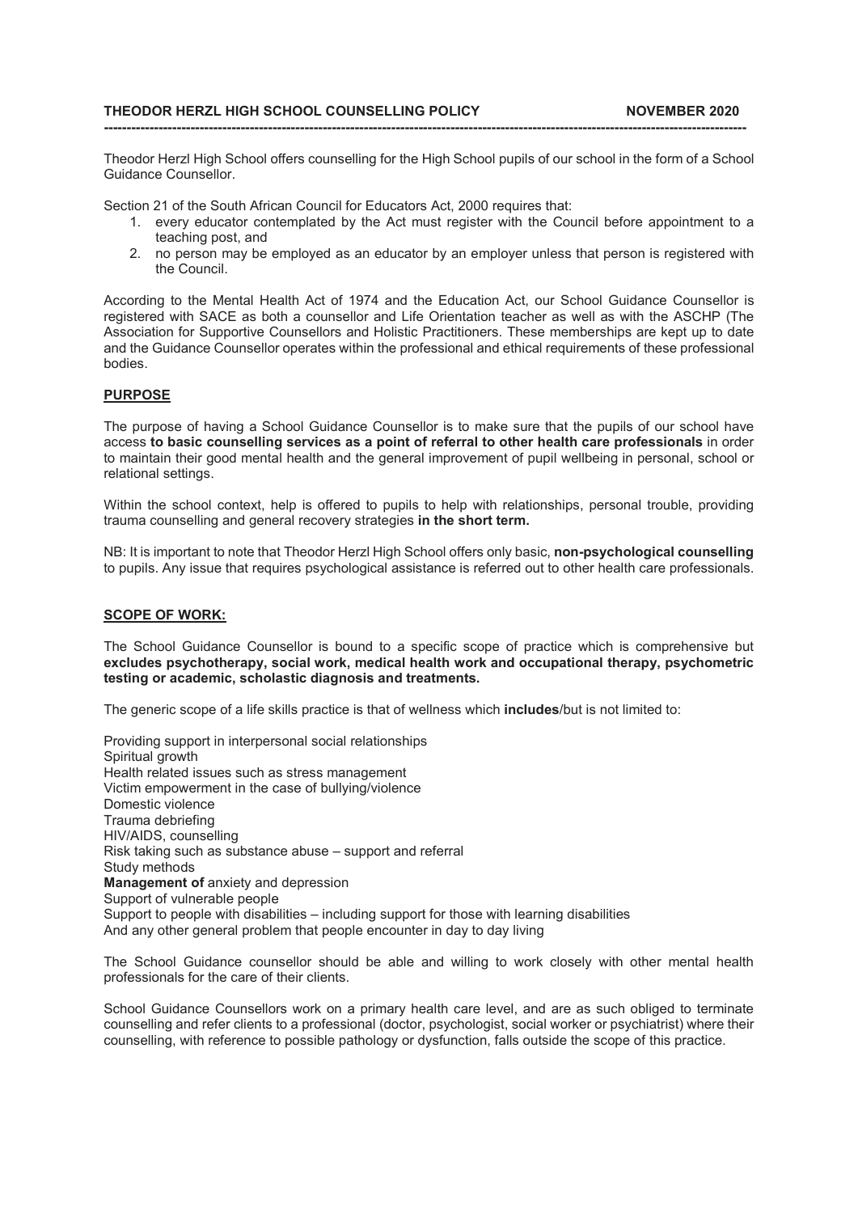**THEODOR HERZL HIGH SCHOOL COUNSELLING POLICY** **NOVEMBER 2020**

---

Theodor Herzl High School offers counselling for the High School pupils of our school in the form of a School Guidance Counsellor.

Section 21 of the South African Council for Educators Act, 2000 requires that:

1. every educator contemplated by the Act must register with the Council before appointment to a teaching post, and
2. no person may be employed as an educator by an employer unless that person is registered with the Council.

According to the Mental Health Act of 1974 and the Education Act, our School Guidance Counsellor is registered with SACE as both a counsellor and Life Orientation teacher as well as with the ASCHP (The Association for Supportive Counsellors and Holistic Practitioners. These memberships are kept up to date and the Guidance Counsellor operates within the professional and ethical requirements of these professional bodies.

## PURPOSE

The purpose of having a School Guidance Counsellor is to make sure that the pupils of our school have access **to basic counselling services as a point of referral to other health care professionals** in order to maintain their good mental health and the general improvement of pupil wellbeing in personal, school or relational settings.

Within the school context, help is offered to pupils to help with relationships, personal trouble, providing trauma counselling and general recovery strategies **in the short term.**

NB: It is important to note that Theodor Herzl High School offers only basic, **non-psychological counselling** to pupils. Any issue that requires psychological assistance is referred out to other health care professionals.

## SCOPE OF WORK:

The School Guidance Counsellor is bound to a specific scope of practice which is comprehensive but **excludes psychotherapy, social work, medical health work and occupational therapy, psychometric testing or academic, scholastic diagnosis and treatments.**

The generic scope of a life skills practice is that of wellness which **includes**/but is not limited to:

Providing support in interpersonal social relationships
Spiritual growth
Health related issues such as stress management
Victim empowerment in the case of bullying/violence
Domestic violence
Trauma debriefing
HIV/AIDS, counselling
Risk taking such as substance abuse – support and referral
Study methods
**Management of** anxiety and depression
Support of vulnerable people
Support to people with disabilities – including support for those with learning disabilities
And any other general problem that people encounter in day to day living

The School Guidance counsellor should be able and willing to work closely with other mental health professionals for the care of their clients.

School Guidance Counsellors work on a primary health care level, and are as such obliged to terminate counselling and refer clients to a professional (doctor, psychologist, social worker or psychiatrist) where their counselling, with reference to possible pathology or dysfunction, falls outside the scope of this practice.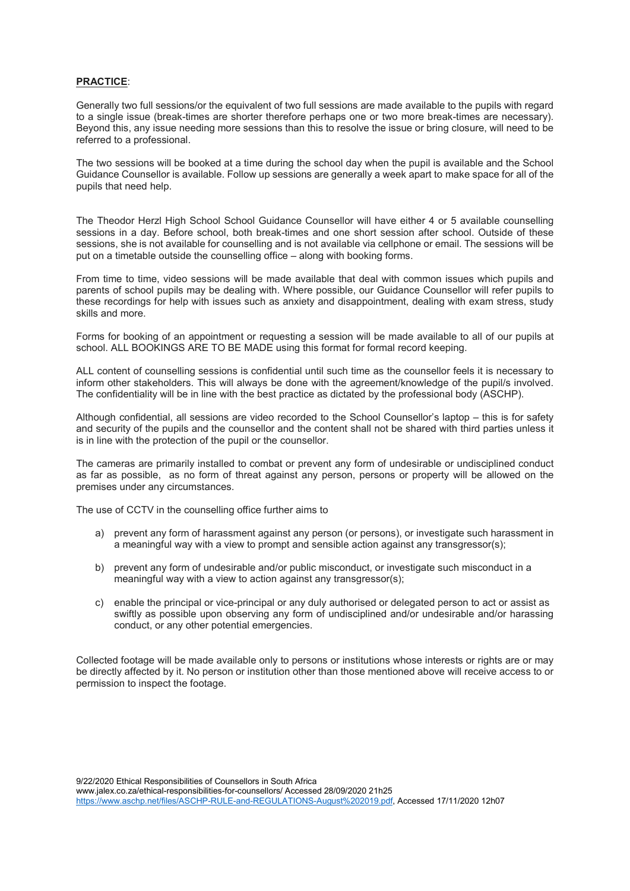**PRACTICE**:

Generally two full sessions/or the equivalent of two full sessions are made available to the pupils with regard to a single issue (break-times are shorter therefore perhaps one or two more break-times are necessary). Beyond this, any issue needing more sessions than this to resolve the issue or bring closure, will need to be referred to a professional.

The two sessions will be booked at a time during the school day when the pupil is available and the School Guidance Counsellor is available. Follow up sessions are generally a week apart to make space for all of the pupils that need help.

The Theodor Herzl High School School Guidance Counsellor will have either 4 or 5 available counselling sessions in a day. Before school, both break-times and one short session after school. Outside of these sessions, she is not available for counselling and is not available via cellphone or email. The sessions will be put on a timetable outside the counselling office – along with booking forms.

From time to time, video sessions will be made available that deal with common issues which pupils and parents of school pupils may be dealing with. Where possible, our Guidance Counsellor will refer pupils to these recordings for help with issues such as anxiety and disappointment, dealing with exam stress, study skills and more.

Forms for booking of an appointment or requesting a session will be made available to all of our pupils at school. ALL BOOKINGS ARE TO BE MADE using this format for formal record keeping.

ALL content of counselling sessions is confidential until such time as the counsellor feels it is necessary to inform other stakeholders. This will always be done with the agreement/knowledge of the pupil/s involved. The confidentiality will be in line with the best practice as dictated by the professional body (ASCHP).

Although confidential, all sessions are video recorded to the School Counsellor's laptop – this is for safety and security of the pupils and the counsellor and the content shall not be shared with third parties unless it is in line with the protection of the pupil or the counsellor.

The cameras are primarily installed to combat or prevent any form of undesirable or undisciplined conduct as far as possible, as no form of threat against any person, persons or property will be allowed on the premises under any circumstances.

The use of CCTV in the counselling office further aims to

a) prevent any form of harassment against any person (or persons), or investigate such harassment in a meaningful way with a view to prompt and sensible action against any transgressor(s);

b) prevent any form of undesirable and/or public misconduct, or investigate such misconduct in a meaningful way with a view to action against any transgressor(s);

c) enable the principal or vice-principal or any duly authorised or delegated person to act or assist as swiftly as possible upon observing any form of undisciplined and/or undesirable and/or harassing conduct, or any other potential emergencies.

Collected footage will be made available only to persons or institutions whose interests or rights are or may be directly affected by it. No person or institution other than those mentioned above will receive access to or permission to inspect the footage.

9/22/2020 Ethical Responsibilities of Counsellors in South Africa
www.jalex.co.za/ethical-responsibilities-for-counsellors/ Accessed 28/09/2020 21h25
https://www.aschp.net/files/ASCHP-RULE-and-REGULATIONS-August%202019.pdf, Accessed 17/11/2020 12h07